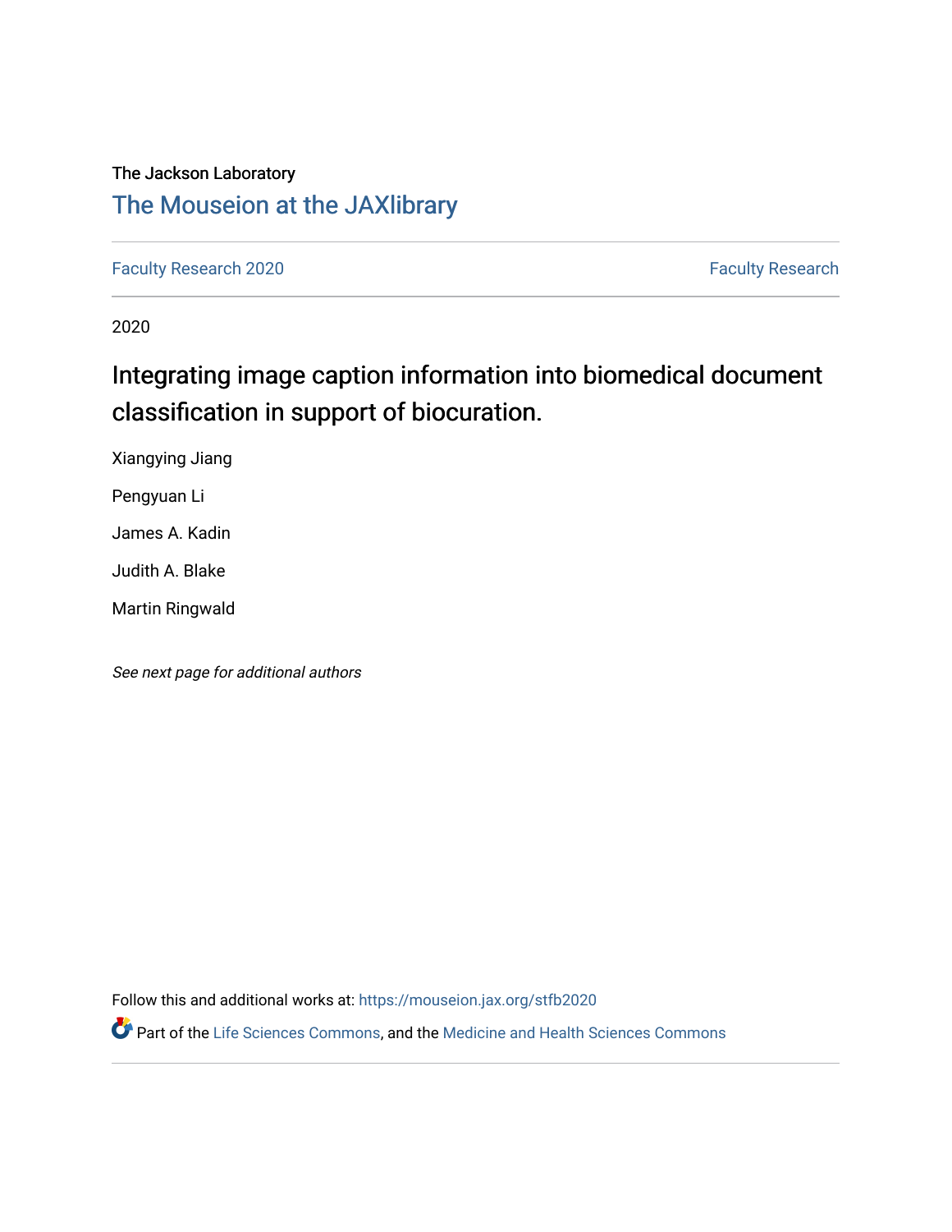The Jackson Laboratory

## The Mouseion at the JAXlibrary

Faculty Research 2020 | Faculty Research

2020

# Integrating image caption information into biomedical document classification in support of biocuration.

Xiangying Jiang

Pengyuan Li

James A. Kadin

Judith A. Blake

Martin Ringwald

*See next page for additional authors*

Follow this and additional works at: https://mouseion.jax.org/stfb2020

Part of the Life Sciences Commons, and the Medicine and Health Sciences Commons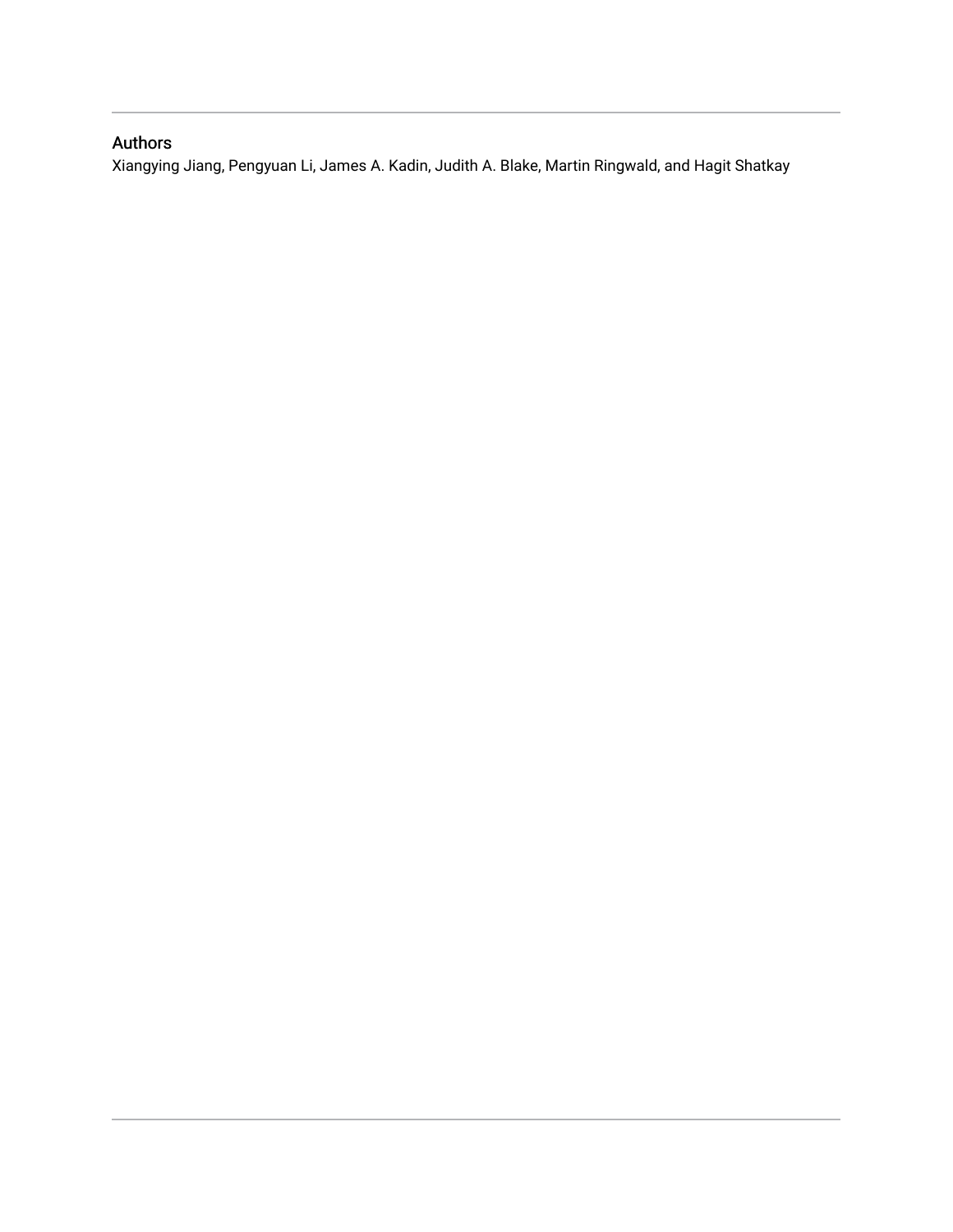## Authors

Xiangying Jiang, Pengyuan Li, James A. Kadin, Judith A. Blake, Martin Ringwald, and Hagit Shatkay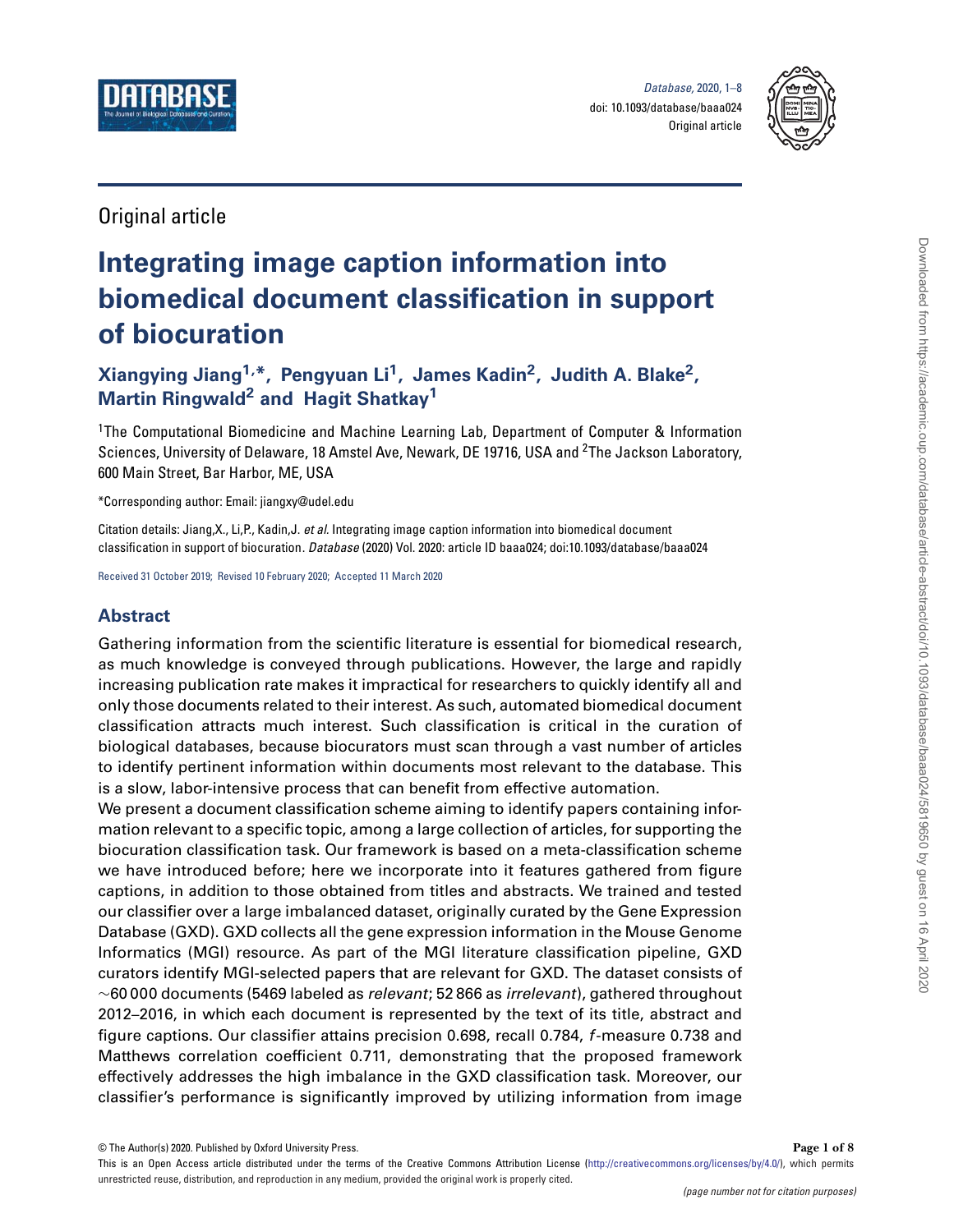Original article

# Integrating image caption information into biomedical document classification in support of biocuration

**Xiangying Jiang[1,*], Pengyuan Li[1], James Kadin[2], Judith A. Blake[2], Martin Ringwald[2] and Hagit Shatkay[1]**

[1]The Computational Biomedicine and Machine Learning Lab, Department of Computer & Information Sciences, University of Delaware, 18 Amstel Ave, Newark, DE 19716, USA and [2]The Jackson Laboratory, 600 Main Street, Bar Harbor, ME, USA

*Corresponding author: Email: jiangxy@udel.edu

Citation details: Jiang,X., Li,P., Kadin,J. *et al.* Integrating image caption information into biomedical document classification in support of biocuration. *Database* (2020) Vol. 2020: article ID baaa024; doi:10.1093/database/baaa024

Received 31 October 2019; Revised 10 February 2020; Accepted 11 March 2020

## Abstract

Gathering information from the scientific literature is essential for biomedical research, as much knowledge is conveyed through publications. However, the large and rapidly increasing publication rate makes it impractical for researchers to quickly identify all and only those documents related to their interest. As such, automated biomedical document classification attracts much interest. Such classification is critical in the curation of biological databases, because biocurators must scan through a vast number of articles to identify pertinent information within documents most relevant to the database. This is a slow, labor-intensive process that can benefit from effective automation.

We present a document classification scheme aiming to identify papers containing information relevant to a specific topic, among a large collection of articles, for supporting the biocuration classification task. Our framework is based on a meta-classification scheme we have introduced before; here we incorporate into it features gathered from figure captions, in addition to those obtained from titles and abstracts. We trained and tested our classifier over a large imbalanced dataset, originally curated by the Gene Expression Database (GXD). GXD collects all the gene expression information in the Mouse Genome Informatics (MGI) resource. As part of the MGI literature classification pipeline, GXD curators identify MGI-selected papers that are relevant for GXD. The dataset consists of ~60 000 documents (5469 labeled as *relevant*; 52 866 as *irrelevant*), gathered throughout 2012–2016, in which each document is represented by the text of its title, abstract and figure captions. Our classifier attains precision 0.698, recall 0.784, *f*-measure 0.738 and Matthews correlation coefficient 0.711, demonstrating that the proposed framework effectively addresses the high imbalance in the GXD classification task. Moreover, our classifier's performance is significantly improved by utilizing information from image

© The Author(s) 2020. Published by Oxford University Press.

This is an Open Access article distributed under the terms of the Creative Commons Attribution License (http://creativecommons.org/licenses/by/4.0/), which permits unrestricted reuse, distribution, and reproduction in any medium, provided the original work is properly cited.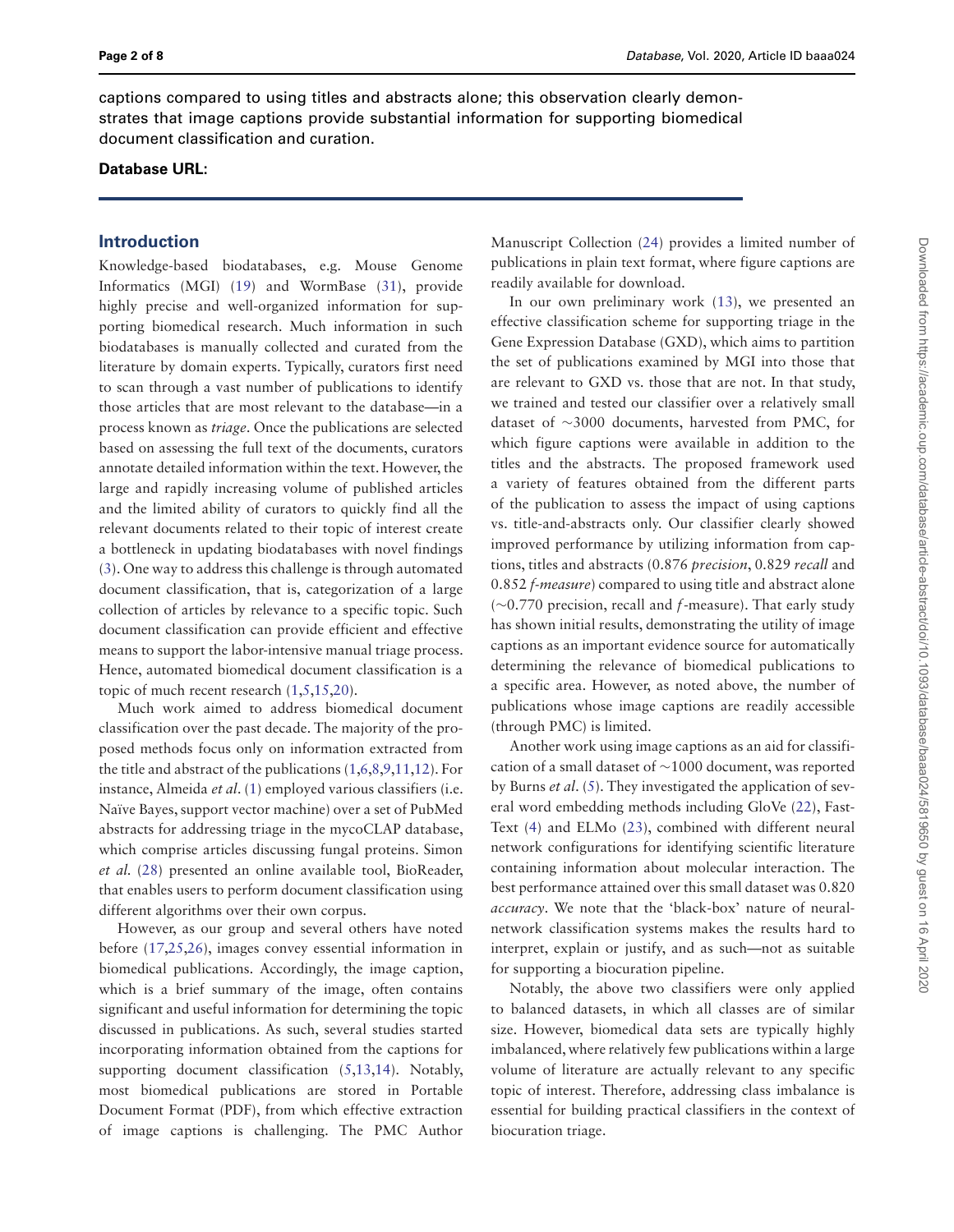captions compared to using titles and abstracts alone; this observation clearly demonstrates that image captions provide substantial information for supporting biomedical document classification and curation.

**Database URL:**

## Introduction

Knowledge-based biodatabases, e.g. Mouse Genome Informatics (MGI) (19) and WormBase (31), provide highly precise and well-organized information for supporting biomedical research. Much information in such biodatabases is manually collected and curated from the literature by domain experts. Typically, curators first need to scan through a vast number of publications to identify those articles that are most relevant to the database—in a process known as *triage*. Once the publications are selected based on assessing the full text of the documents, curators annotate detailed information within the text. However, the large and rapidly increasing volume of published articles and the limited ability of curators to quickly find all the relevant documents related to their topic of interest create a bottleneck in updating biodatabases with novel findings (3). One way to address this challenge is through automated document classification, that is, categorization of a large collection of articles by relevance to a specific topic. Such document classification can provide efficient and effective means to support the labor-intensive manual triage process. Hence, automated biomedical document classification is a topic of much recent research (1,5,15,20).

Much work aimed to address biomedical document classification over the past decade. The majority of the proposed methods focus only on information extracted from the title and abstract of the publications (1,6,8,9,11,12). For instance, Almeida *et al*. (1) employed various classifiers (i.e. Naïve Bayes, support vector machine) over a set of PubMed abstracts for addressing triage in the mycoCLAP database, which comprise articles discussing fungal proteins. Simon *et al.* (28) presented an online available tool, BioReader, that enables users to perform document classification using different algorithms over their own corpus.

However, as our group and several others have noted before (17,25,26), images convey essential information in biomedical publications. Accordingly, the image caption, which is a brief summary of the image, often contains significant and useful information for determining the topic discussed in publications. As such, several studies started incorporating information obtained from the captions for supporting document classification (5,13,14). Notably, most biomedical publications are stored in Portable Document Format (PDF), from which effective extraction of image captions is challenging. The PMC Author Manuscript Collection (24) provides a limited number of publications in plain text format, where figure captions are readily available for download.

In our own preliminary work (13), we presented an effective classification scheme for supporting triage in the Gene Expression Database (GXD), which aims to partition the set of publications examined by MGI into those that are relevant to GXD vs. those that are not. In that study, we trained and tested our classifier over a relatively small dataset of ∼3000 documents, harvested from PMC, for which figure captions were available in addition to the titles and the abstracts. The proposed framework used a variety of features obtained from the different parts of the publication to assess the impact of using captions vs. title-and-abstracts only. Our classifier clearly showed improved performance by utilizing information from captions, titles and abstracts (0.876 *precision*, 0.829 *recall* and 0.852 *f-measure*) compared to using title and abstract alone (∼0.770 precision, recall and *f*-measure). That early study has shown initial results, demonstrating the utility of image captions as an important evidence source for automatically determining the relevance of biomedical publications to a specific area. However, as noted above, the number of publications whose image captions are readily accessible (through PMC) is limited.

Another work using image captions as an aid for classification of a small dataset of ∼1000 document, was reported by Burns *et al*. (5). They investigated the application of several word embedding methods including GloVe (22), FastText (4) and ELMo (23), combined with different neural network configurations for identifying scientific literature containing information about molecular interaction. The best performance attained over this small dataset was 0.820 *accuracy*. We note that the 'black-box' nature of neural-network classification systems makes the results hard to interpret, explain or justify, and as such—not as suitable for supporting a biocuration pipeline.

Notably, the above two classifiers were only applied to balanced datasets, in which all classes are of similar size. However, biomedical data sets are typically highly imbalanced, where relatively few publications within a large volume of literature are actually relevant to any specific topic of interest. Therefore, addressing class imbalance is essential for building practical classifiers in the context of biocuration triage.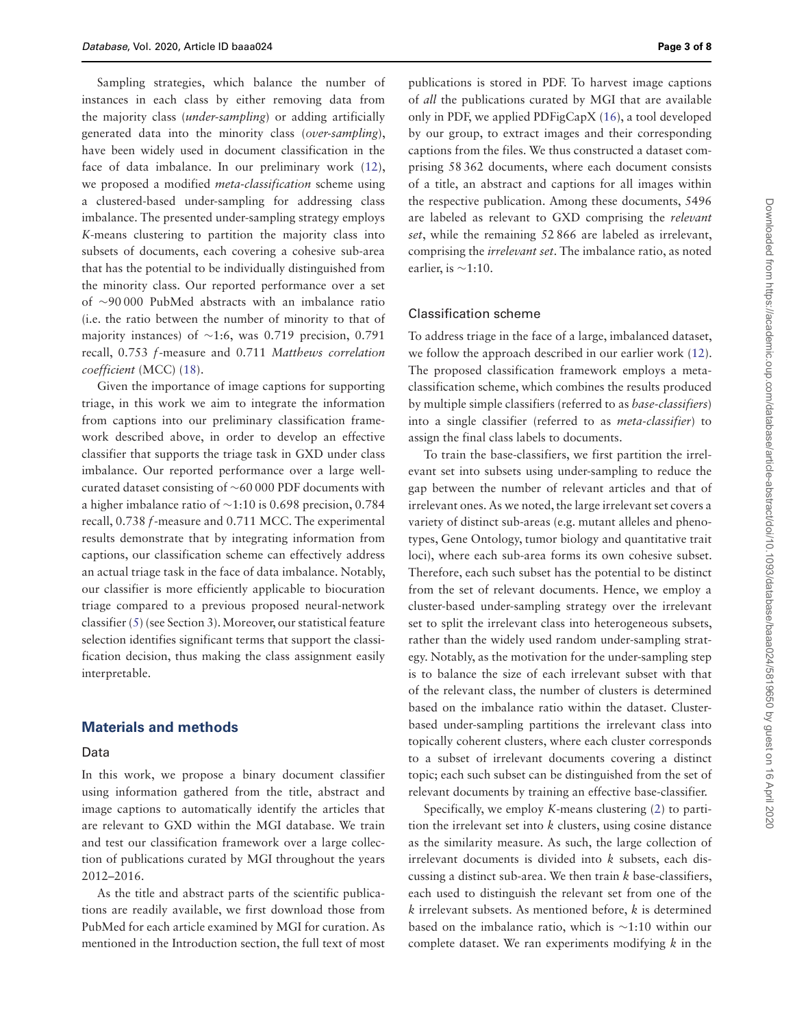Sampling strategies, which balance the number of instances in each class by either removing data from the majority class (*under-sampling*) or adding artificially generated data into the minority class (*over-sampling*), have been widely used in document classification in the face of data imbalance. In our preliminary work (12), we proposed a modified *meta-classification* scheme using a clustered-based under-sampling for addressing class imbalance. The presented under-sampling strategy employs *K*-means clustering to partition the majority class into subsets of documents, each covering a cohesive sub-area that has the potential to be individually distinguished from the minority class. Our reported performance over a set of ∼90 000 PubMed abstracts with an imbalance ratio (i.e. the ratio between the number of minority to that of majority instances) of ∼1:6, was 0.719 precision, 0.791 recall, 0.753 *f*-measure and 0.711 *Matthews correlation coefficient* (MCC) (18).

Given the importance of image captions for supporting triage, in this work we aim to integrate the information from captions into our preliminary classification framework described above, in order to develop an effective classifier that supports the triage task in GXD under class imbalance. Our reported performance over a large well-curated dataset consisting of ∼60 000 PDF documents with a higher imbalance ratio of ∼1:10 is 0.698 precision, 0.784 recall, 0.738 *f*-measure and 0.711 MCC. The experimental results demonstrate that by integrating information from captions, our classification scheme can effectively address an actual triage task in the face of data imbalance. Notably, our classifier is more efficiently applicable to biocuration triage compared to a previous proposed neural-network classifier (5) (see Section 3). Moreover, our statistical feature selection identifies significant terms that support the classification decision, thus making the class assignment easily interpretable.

## Materials and methods

### Data

In this work, we propose a binary document classifier using information gathered from the title, abstract and image captions to automatically identify the articles that are relevant to GXD within the MGI database. We train and test our classification framework over a large collection of publications curated by MGI throughout the years 2012–2016.

As the title and abstract parts of the scientific publications are readily available, we first download those from PubMed for each article examined by MGI for curation. As mentioned in the Introduction section, the full text of most publications is stored in PDF. To harvest image captions of *all* the publications curated by MGI that are available only in PDF, we applied PDFigCapX (16), a tool developed by our group, to extract images and their corresponding captions from the files. We thus constructed a dataset comprising 58 362 documents, where each document consists of a title, an abstract and captions for all images within the respective publication. Among these documents, 5496 are labeled as relevant to GXD comprising the *relevant set*, while the remaining 52 866 are labeled as irrelevant, comprising the *irrelevant set*. The imbalance ratio, as noted earlier, is ∼1:10.

### Classification scheme

To address triage in the face of a large, imbalanced dataset, we follow the approach described in our earlier work (12). The proposed classification framework employs a meta-classification scheme, which combines the results produced by multiple simple classifiers (referred to as *base-classifiers*) into a single classifier (referred to as *meta-classifier*) to assign the final class labels to documents.

To train the base-classifiers, we first partition the irrelevant set into subsets using under-sampling to reduce the gap between the number of relevant articles and that of irrelevant ones. As we noted, the large irrelevant set covers a variety of distinct sub-areas (e.g. mutant alleles and phenotypes, Gene Ontology, tumor biology and quantitative trait loci), where each sub-area forms its own cohesive subset. Therefore, each such subset has the potential to be distinct from the set of relevant documents. Hence, we employ a cluster-based under-sampling strategy over the irrelevant set to split the irrelevant class into heterogeneous subsets, rather than the widely used random under-sampling strategy. Notably, as the motivation for the under-sampling step is to balance the size of each irrelevant subset with that of the relevant class, the number of clusters is determined based on the imbalance ratio within the dataset. Cluster-based under-sampling partitions the irrelevant class into topically coherent clusters, where each cluster corresponds to a subset of irrelevant documents covering a distinct topic; each such subset can be distinguished from the set of relevant documents by training an effective base-classifier.

Specifically, we employ *K*-means clustering (2) to partition the irrelevant set into $k$ clusters, using cosine distance as the similarity measure. As such, the large collection of irrelevant documents is divided into $k$ subsets, each discussing a distinct sub-area. We then train $k$ base-classifiers, each used to distinguish the relevant set from one of the $k$ irrelevant subsets. As mentioned before, $k$ is determined based on the imbalance ratio, which is ∼1:10 within our complete dataset. We ran experiments modifying $k$ in the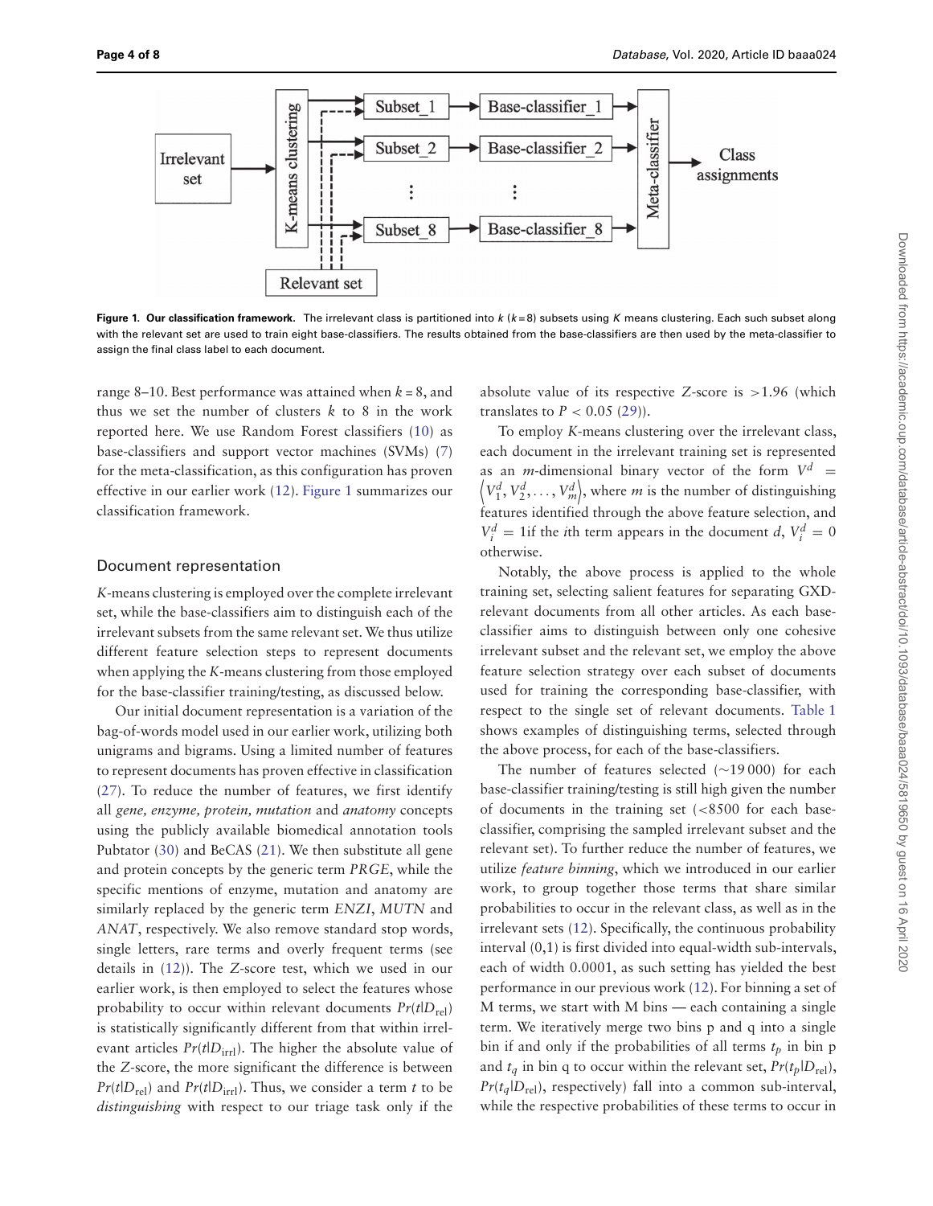**Figure 1. Our classification framework.** The irrelevant class is partitioned into $k$ ($k = 8$) subsets using $K$ means clustering. Each such subset along with the relevant set are used to train eight base-classifiers. The results obtained from the base-classifiers are then used by the meta-classifier to assign the final class label to each document.

range 8–10. Best performance was attained when $k = 8$, and thus we set the number of clusters $k$ to 8 in the work reported here. We use Random Forest classifiers (10) as base-classifiers and support vector machines (SVMs) (7) for the meta-classification, as this configuration has proven effective in our earlier work (12). Figure 1 summarizes our classification framework.

## Document representation

*K*-means clustering is employed over the complete irrelevant set, while the base-classifiers aim to distinguish each of the irrelevant subsets from the same relevant set. We thus utilize different feature selection steps to represent documents when applying the *K*-means clustering from those employed for the base-classifier training/testing, as discussed below.

Our initial document representation is a variation of the bag-of-words model used in our earlier work, utilizing both unigrams and bigrams. Using a limited number of features to represent documents has proven effective in classification (27). To reduce the number of features, we first identify all *gene, enzyme, protein, mutation* and *anatomy* concepts using the publicly available biomedical annotation tools Pubtator (30) and BeCAS (21). We then substitute all gene and protein concepts by the generic term *PRGE*, while the specific mentions of enzyme, mutation and anatomy are similarly replaced by the generic term *ENZI*, *MUTN* and *ANAT*, respectively. We also remove standard stop words, single letters, rare terms and overly frequent terms (see details in (12)). The *Z*-score test, which we used in our earlier work, is then employed to select the features whose probability to occur within relevant documents $Pr(t|D_{\text{rel}})$ is statistically significantly different from that within irrelevant articles $Pr(t|D_{\text{irrl}})$. The higher the absolute value of the *Z*-score, the more significant the difference is between $Pr(t|D_{\text{rel}})$ and $Pr(t|D_{\text{irrl}})$. Thus, we consider a term $t$ to be *distinguishing* with respect to our triage task only if the absolute value of its respective *Z*-score is $>1.96$ (which translates to $P < 0.05$ (29)).

To employ *K*-means clustering over the irrelevant class, each document in the irrelevant training set is represented as an $m$-dimensional binary vector of the form $V^d = \left\langle V_1^d, V_2^d, \ldots, V_m^d \right\rangle$, where $m$ is the number of distinguishing features identified through the above feature selection, and $V_i^d = 1$if the $i$th term appears in the document $d$, $V_i^d = 0$ otherwise.

Notably, the above process is applied to the whole training set, selecting salient features for separating GXD-relevant documents from all other articles. As each base-classifier aims to distinguish between only one cohesive irrelevant subset and the relevant set, we employ the above feature selection strategy over each subset of documents used for training the corresponding base-classifier, with respect to the single set of relevant documents. Table 1 shows examples of distinguishing terms, selected through the above process, for each of the base-classifiers.

The number of features selected (~19 000) for each base-classifier training/testing is still high given the number of documents in the training set (<8500 for each base-classifier, comprising the sampled irrelevant subset and the relevant set). To further reduce the number of features, we utilize *feature binning*, which we introduced in our earlier work, to group together those terms that share similar probabilities to occur in the relevant class, as well as in the irrelevant sets (12). Specifically, the continuous probability interval (0,1) is first divided into equal-width sub-intervals, each of width 0.0001, as such setting has yielded the best performance in our previous work (12). For binning a set of M terms, we start with M bins — each containing a single term. We iteratively merge two bins p and q into a single bin if and only if the probabilities of all terms $t_p$ in bin p and $t_q$ in bin q to occur within the relevant set, $Pr(t_p|D_{\text{rel}})$, $Pr(t_q|D_{\text{rel}})$, respectively) fall into a common sub-interval, while the respective probabilities of these terms to occur in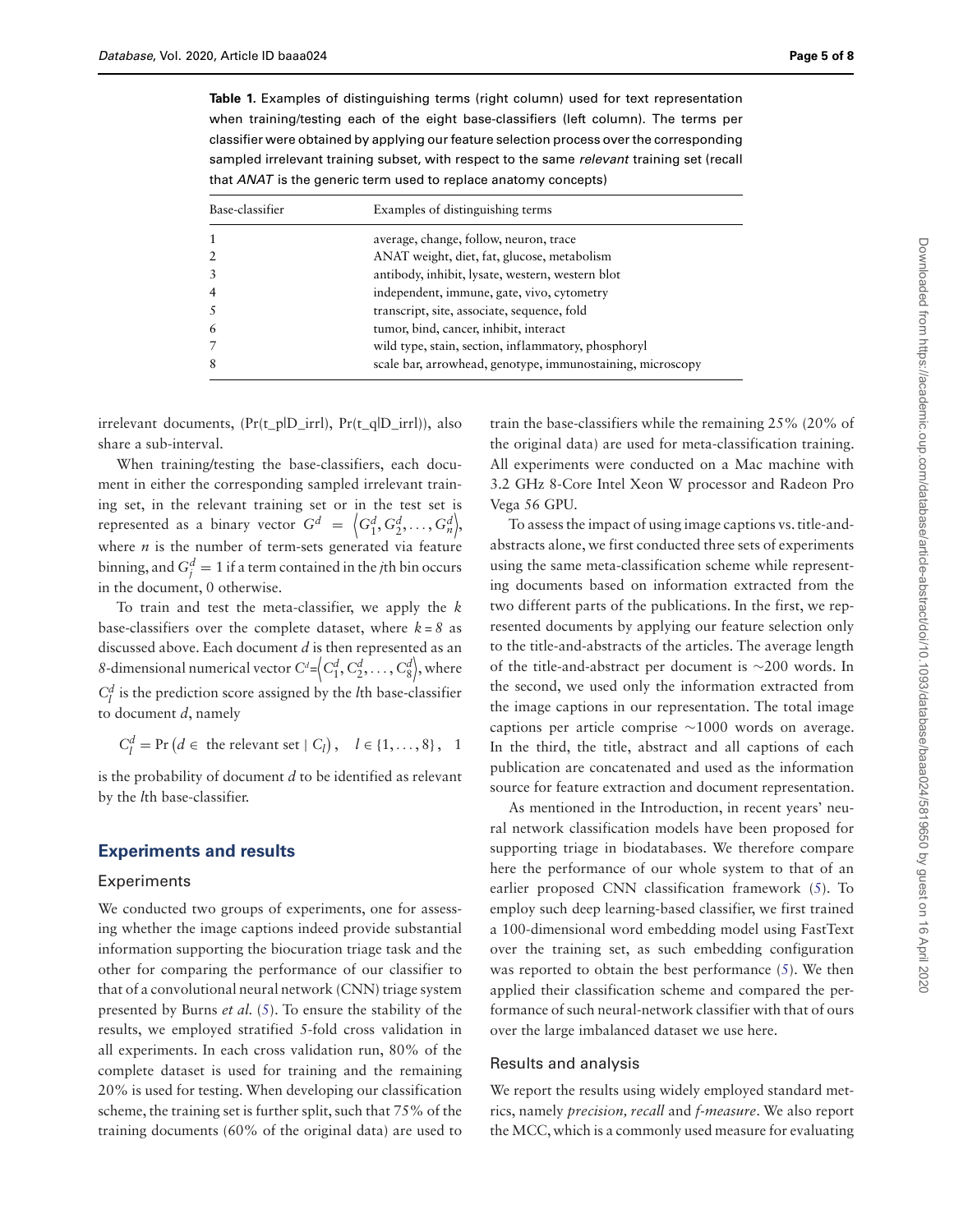**Table 1.** Examples of distinguishing terms (right column) used for text representation when training/testing each of the eight base-classifiers (left column). The terms per classifier were obtained by applying our feature selection process over the corresponding sampled irrelevant training subset, with respect to the same *relevant* training set (recall that *ANAT* is the generic term used to replace anatomy concepts)

| Base-classifier | Examples of distinguishing terms |
|---|---|
| 1 | average, change, follow, neuron, trace |
| 2 | ANAT weight, diet, fat, glucose, metabolism |
| 3 | antibody, inhibit, lysate, western, western blot |
| 4 | independent, immune, gate, vivo, cytometry |
| 5 | transcript, site, associate, sequence, fold |
| 6 | tumor, bind, cancer, inhibit, interact |
| 7 | wild type, stain, section, inflammatory, phosphoryl |
| 8 | scale bar, arrowhead, genotype, immunostaining, microscopy |

irrelevant documents, (Pr(t_p|D_irrl), Pr(t_q|D_irrl)), also share a sub-interval.

When training/testing the base-classifiers, each document in either the corresponding sampled irrelevant training set, in the relevant training set or in the test set is represented as a binary vector $G^d = \langle G_1^d, G_2^d, \ldots, G_n^d \rangle$, where $n$ is the number of term-sets generated via feature binning, and $G_j^d = 1$ if a term contained in the $j$th bin occurs in the document, 0 otherwise.

To train and test the meta-classifier, we apply the $k$ base-classifiers over the complete dataset, where $k = 8$ as discussed above. Each document $d$ is then represented as an 8-dimensional numerical vector $C^d = \langle C_1^d, C_2^d, \ldots, C_8^d \rangle$, where $C_l^d$ is the prediction score assigned by the $l$th base-classifier to document $d$, namely

$$C_l^d = \Pr\left(d \in \text{ the relevant set} \mid C_l\right), \quad l \in \{1, \ldots, 8\}, \quad 1$$

is the probability of document $d$ to be identified as relevant by the $l$th base-classifier.

## Experiments and results

### Experiments

We conducted two groups of experiments, one for assessing whether the image captions indeed provide substantial information supporting the biocuration triage task and the other for comparing the performance of our classifier to that of a convolutional neural network (CNN) triage system presented by Burns *et al.* (5). To ensure the stability of the results, we employed stratified 5-fold cross validation in all experiments. In each cross validation run, 80% of the complete dataset is used for training and the remaining 20% is used for testing. When developing our classification scheme, the training set is further split, such that 75% of the training documents (60% of the original data) are used to train the base-classifiers while the remaining 25% (20% of the original data) are used for meta-classification training. All experiments were conducted on a Mac machine with 3.2 GHz 8-Core Intel Xeon W processor and Radeon Pro Vega 56 GPU.

To assess the impact of using image captions vs. title-and-abstracts alone, we first conducted three sets of experiments using the same meta-classification scheme while representing documents based on information extracted from the two different parts of the publications. In the first, we represented documents by applying our feature selection only to the title-and-abstracts of the articles. The average length of the title-and-abstract per document is ∼200 words. In the second, we used only the information extracted from the image captions in our representation. The total image captions per article comprise ∼1000 words on average. In the third, the title, abstract and all captions of each publication are concatenated and used as the information source for feature extraction and document representation.

As mentioned in the Introduction, in recent years' neural network classification models have been proposed for supporting triage in biodatabases. We therefore compare here the performance of our whole system to that of an earlier proposed CNN classification framework (5). To employ such deep learning-based classifier, we first trained a 100-dimensional word embedding model using FastText over the training set, as such embedding configuration was reported to obtain the best performance (5). We then applied their classification scheme and compared the performance of such neural-network classifier with that of ours over the large imbalanced dataset we use here.

### Results and analysis

We report the results using widely employed standard metrics, namely *precision, recall* and *f-measure*. We also report the MCC, which is a commonly used measure for evaluating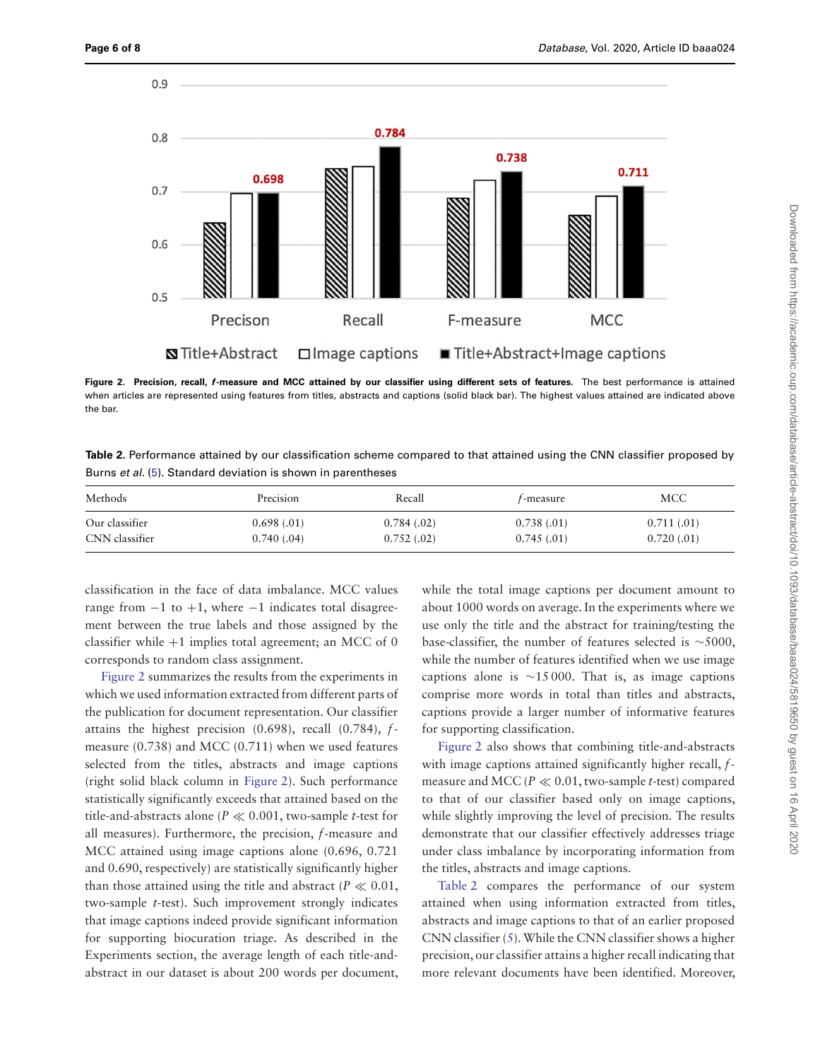Figure 2. **Precision, recall, *f*-measure and MCC attained by our classifier using different sets of features.** The best performance is attained when articles are represented using features from titles, abstracts and captions (solid black bar). The highest values attained are indicated above the bar.

**Table 2.** Performance attained by our classification scheme compared to that attained using the CNN classifier proposed by Burns *et al.* (5). Standard deviation is shown in parentheses

| Methods | Precision | Recall | *f*-measure | MCC |
|---|---|---|---|---|
| Our classifier | 0.698 (.01) | 0.784 (.02) | 0.738 (.01) | 0.711 (.01) |
| CNN classifier | 0.740 (.04) | 0.752 (.02) | 0.745 (.01) | 0.720 (.01) |

classification in the face of data imbalance. MCC values range from −1 to +1, where −1 indicates total disagreement between the true labels and those assigned by the classifier while +1 implies total agreement; an MCC of 0 corresponds to random class assignment.

Figure 2 summarizes the results from the experiments in which we used information extracted from different parts of the publication for document representation. Our classifier attains the highest precision (0.698), recall (0.784), *f*-measure (0.738) and MCC (0.711) when we used features selected from the titles, abstracts and image captions (right solid black column in Figure 2). Such performance statistically significantly exceeds that attained based on the title-and-abstracts alone ($P \ll 0.001$, two-sample *t*-test for all measures). Furthermore, the precision, *f*-measure and MCC attained using image captions alone (0.696, 0.721 and 0.690, respectively) are statistically significantly higher than those attained using the title and abstract ($P \ll 0.01$, two-sample *t*-test). Such improvement strongly indicates that image captions indeed provide significant information for supporting biocuration triage. As described in the Experiments section, the average length of each title-and-abstract in our dataset is about 200 words per document, while the total image captions per document amount to about 1000 words on average. In the experiments where we use only the title and the abstract for training/testing the base-classifier, the number of features selected is ∼5000, while the number of features identified when we use image captions alone is ∼15 000. That is, as image captions comprise more words in total than titles and abstracts, captions provide a larger number of informative features for supporting classification.

Figure 2 also shows that combining title-and-abstracts with image captions attained significantly higher recall, *f*-measure and MCC ($P \ll 0.01$, two-sample *t*-test) compared to that of our classifier based only on image captions, while slightly improving the level of precision. The results demonstrate that our classifier effectively addresses triage under class imbalance by incorporating information from the titles, abstracts and image captions.

Table 2 compares the performance of our system attained when using information extracted from titles, abstracts and image captions to that of an earlier proposed CNN classifier (5). While the CNN classifier shows a higher precision, our classifier attains a higher recall indicating that more relevant documents have been identified. Moreover,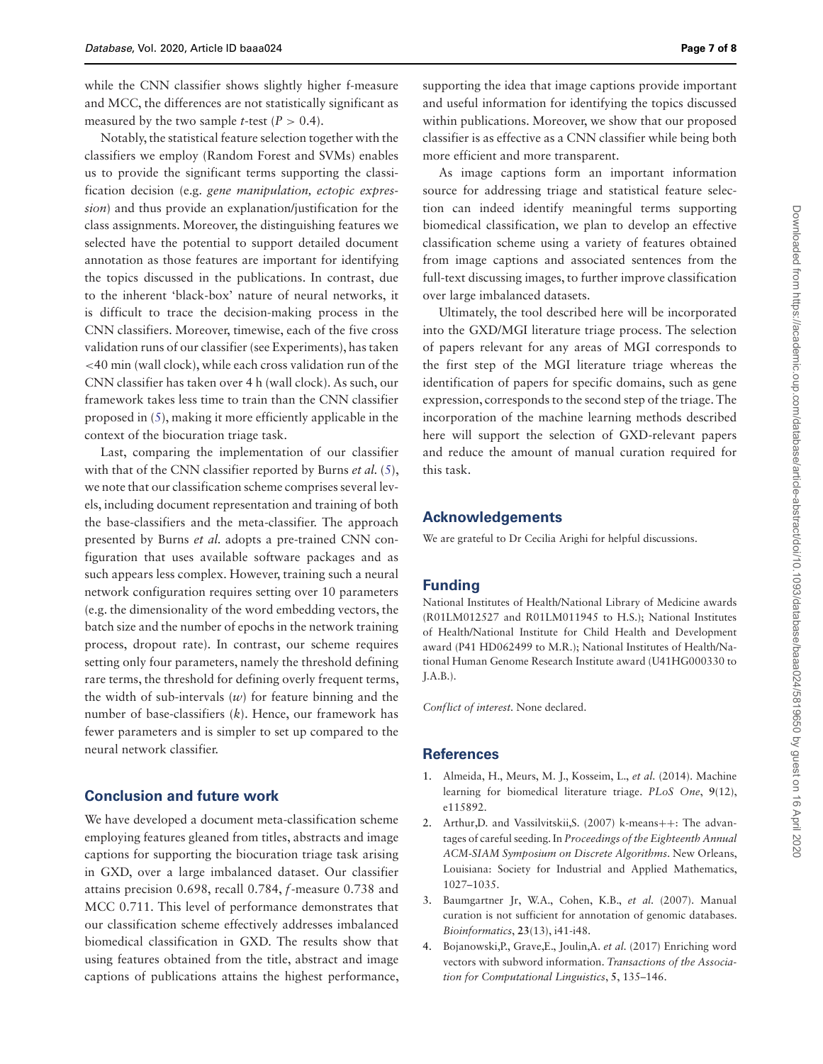while the CNN classifier shows slightly higher f-measure and MCC, the differences are not statistically significant as measured by the two sample $t$-test ($P > 0.4$).

Notably, the statistical feature selection together with the classifiers we employ (Random Forest and SVMs) enables us to provide the significant terms supporting the classification decision (e.g. *gene manipulation, ectopic expression*) and thus provide an explanation/justification for the class assignments. Moreover, the distinguishing features we selected have the potential to support detailed document annotation as those features are important for identifying the topics discussed in the publications. In contrast, due to the inherent 'black-box' nature of neural networks, it is difficult to trace the decision-making process in the CNN classifiers. Moreover, timewise, each of the five cross validation runs of our classifier (see Experiments), has taken <40 min (wall clock), while each cross validation run of the CNN classifier has taken over 4 h (wall clock). As such, our framework takes less time to train than the CNN classifier proposed in (5), making it more efficiently applicable in the context of the biocuration triage task.

Last, comparing the implementation of our classifier with that of the CNN classifier reported by Burns *et al.* (5), we note that our classification scheme comprises several levels, including document representation and training of both the base-classifiers and the meta-classifier. The approach presented by Burns *et al.* adopts a pre-trained CNN configuration that uses available software packages and as such appears less complex. However, training such a neural network configuration requires setting over 10 parameters (e.g. the dimensionality of the word embedding vectors, the batch size and the number of epochs in the network training process, dropout rate). In contrast, our scheme requires setting only four parameters, namely the threshold defining rare terms, the threshold for defining overly frequent terms, the width of sub-intervals ($w$) for feature binning and the number of base-classifiers ($k$). Hence, our framework has fewer parameters and is simpler to set up compared to the neural network classifier.

## Conclusion and future work

We have developed a document meta-classification scheme employing features gleaned from titles, abstracts and image captions for supporting the biocuration triage task arising in GXD, over a large imbalanced dataset. Our classifier attains precision 0.698, recall 0.784, $f$-measure 0.738 and MCC 0.711. This level of performance demonstrates that our classification scheme effectively addresses imbalanced biomedical classification in GXD. The results show that using features obtained from the title, abstract and image captions of publications attains the highest performance, supporting the idea that image captions provide important and useful information for identifying the topics discussed within publications. Moreover, we show that our proposed classifier is as effective as a CNN classifier while being both more efficient and more transparent.

As image captions form an important information source for addressing triage and statistical feature selection can indeed identify meaningful terms supporting biomedical classification, we plan to develop an effective classification scheme using a variety of features obtained from image captions and associated sentences from the full-text discussing images, to further improve classification over large imbalanced datasets.

Ultimately, the tool described here will be incorporated into the GXD/MGI literature triage process. The selection of papers relevant for any areas of MGI corresponds to the first step of the MGI literature triage whereas the identification of papers for specific domains, such as gene expression, corresponds to the second step of the triage. The incorporation of the machine learning methods described here will support the selection of GXD-relevant papers and reduce the amount of manual curation required for this task.

## Acknowledgements

We are grateful to Dr Cecilia Arighi for helpful discussions.

## Funding

National Institutes of Health/National Library of Medicine awards (R01LM012527 and R01LM011945 to H.S.); National Institutes of Health/National Institute for Child Health and Development award (P41 HD062499 to M.R.); National Institutes of Health/National Human Genome Research Institute award (U41HG000330 to J.A.B.).

*Conflict of interest.* None declared.

## References

1. Almeida, H., Meurs, M. J., Kosseim, L., *et al.* (2014). Machine learning for biomedical literature triage. *PLoS One*, **9**(12), e115892.
2. Arthur,D. and Vassilvitskii,S. (2007) k-means++: The advantages of careful seeding. In *Proceedings of the Eighteenth Annual ACM-SIAM Symposium on Discrete Algorithms*. New Orleans, Louisiana: Society for Industrial and Applied Mathematics, 1027–1035.
3. Baumgartner Jr, W.A., Cohen, K.B., *et al.* (2007). Manual curation is not sufficient for annotation of genomic databases. *Bioinformatics*, **23**(13), i41-i48.
4. Bojanowski,P., Grave,E., Joulin,A. *et al.* (2017) Enriching word vectors with subword information. *Transactions of the Association for Computational Linguistics*, **5**, 135–146.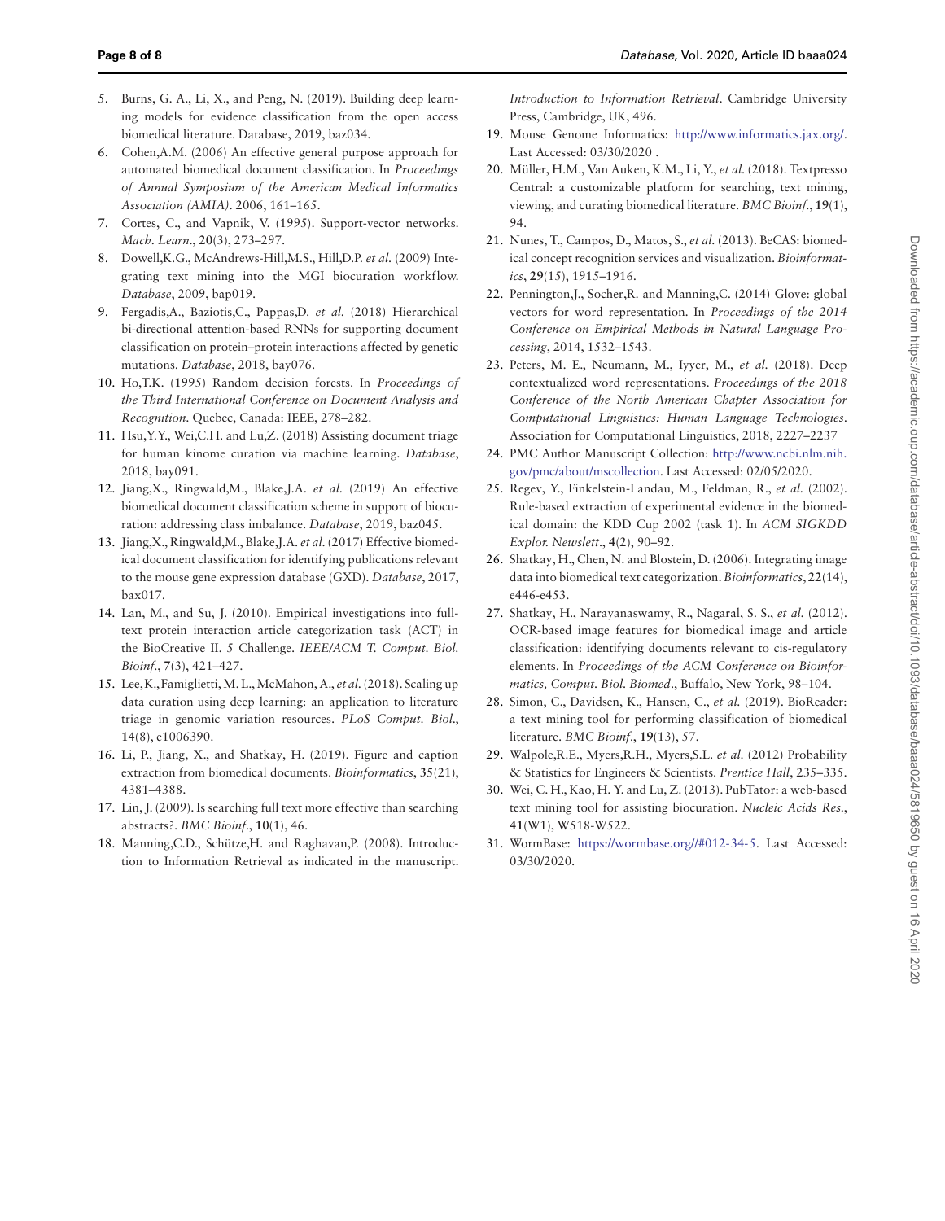5. Burns, G. A., Li, X., and Peng, N. (2019). Building deep learning models for evidence classification from the open access biomedical literature. Database, 2019, baz034.
6. Cohen,A.M. (2006) An effective general purpose approach for automated biomedical document classification. In *Proceedings of Annual Symposium of the American Medical Informatics Association (AMIA)*. 2006, 161–165.
7. Cortes, C., and Vapnik, V. (1995). Support-vector networks. *Mach. Learn.*, **20**(3), 273–297.
8. Dowell,K.G., McAndrews-Hill,M.S., Hill,D.P. *et al.* (2009) Integrating text mining into the MGI biocuration workflow. *Database*, 2009, bap019.
9. Fergadis,A., Baziotis,C., Pappas,D. *et al.* (2018) Hierarchical bi-directional attention-based RNNs for supporting document classification on protein–protein interactions affected by genetic mutations. *Database*, 2018, bay076.
10. Ho,T.K. (1995) Random decision forests. In *Proceedings of the Third International Conference on Document Analysis and Recognition.* Quebec, Canada: IEEE, 278–282.
11. Hsu,Y.Y., Wei,C.H. and Lu,Z. (2018) Assisting document triage for human kinome curation via machine learning. *Database*, 2018, bay091.
12. Jiang,X., Ringwald,M., Blake,J.A. *et al.* (2019) An effective biomedical document classification scheme in support of biocuration: addressing class imbalance. *Database*, 2019, baz045.
13. Jiang,X., Ringwald,M., Blake,J.A. *et al.* (2017) Effective biomedical document classification for identifying publications relevant to the mouse gene expression database (GXD). *Database*, 2017, bax017.
14. Lan, M., and Su, J. (2010). Empirical investigations into full-text protein interaction article categorization task (ACT) in the BioCreative II. 5 Challenge. *IEEE/ACM T. Comput. Biol. Bioinf.*, **7**(3), 421–427.
15. Lee,K., Famiglietti, M. L., McMahon, A., *et al.* (2018). Scaling up data curation using deep learning: an application to literature triage in genomic variation resources. *PLoS Comput. Biol.*, **14**(8), e1006390.
16. Li, P., Jiang, X., and Shatkay, H. (2019). Figure and caption extraction from biomedical documents. *Bioinformatics*, **35**(21), 4381–4388.
17. Lin, J. (2009). Is searching full text more effective than searching abstracts?. *BMC Bioinf.*, **10**(1), 46.
18. Manning,C.D., Schütze,H. and Raghavan,P. (2008). Introduction to Information Retrieval as indicated in the manuscript. *Introduction to Information Retrieval*. Cambridge University Press, Cambridge, UK, 496.
19. Mouse Genome Informatics: http://www.informatics.jax.org/. Last Accessed: 03/30/2020 .
20. Müller, H.M., Van Auken, K.M., Li, Y., *et al.* (2018). Textpresso Central: a customizable platform for searching, text mining, viewing, and curating biomedical literature. *BMC Bioinf.*, **19**(1), 94.
21. Nunes, T., Campos, D., Matos, S., *et al.* (2013). BeCAS: biomedical concept recognition services and visualization. *Bioinformatics*, **29**(15), 1915–1916.
22. Pennington,J., Socher,R. and Manning,C. (2014) Glove: global vectors for word representation. In *Proceedings of the 2014 Conference on Empirical Methods in Natural Language Processing*, 2014, 1532–1543.
23. Peters, M. E., Neumann, M., Iyyer, M., *et al.* (2018). Deep contextualized word representations. *Proceedings of the 2018 Conference of the North American Chapter Association for Computational Linguistics: Human Language Technologies*. Association for Computational Linguistics, 2018, 2227–2237
24. PMC Author Manuscript Collection: http://www.ncbi.nlm.nih.gov/pmc/about/mscollection. Last Accessed: 02/05/2020.
25. Regev, Y., Finkelstein-Landau, M., Feldman, R., *et al.* (2002). Rule-based extraction of experimental evidence in the biomedical domain: the KDD Cup 2002 (task 1). In *ACM SIGKDD Explor. Newslett.*, **4**(2), 90–92.
26. Shatkay, H., Chen, N. and Blostein, D. (2006). Integrating image data into biomedical text categorization. *Bioinformatics*, **22**(14), e446-e453.
27. Shatkay, H., Narayanaswamy, R., Nagaral, S. S., *et al.* (2012). OCR-based image features for biomedical image and article classification: identifying documents relevant to cis-regulatory elements. In *Proceedings of the ACM Conference on Bioinformatics, Comput. Biol. Biomed.*, Buffalo, New York, 98–104.
28. Simon, C., Davidsen, K., Hansen, C., *et al.* (2019). BioReader: a text mining tool for performing classification of biomedical literature. *BMC Bioinf.*, **19**(13), 57.
29. Walpole,R.E., Myers,R.H., Myers,S.L. *et al.* (2012) Probability & Statistics for Engineers & Scientists. *Prentice Hall*, 235–335.
30. Wei, C. H., Kao, H. Y. and Lu, Z. (2013). PubTator: a web-based text mining tool for assisting biocuration. *Nucleic Acids Res.*, **41**(W1), W518-W522.
31. WormBase: https://wormbase.org//#012-34-5. Last Accessed: 03/30/2020.